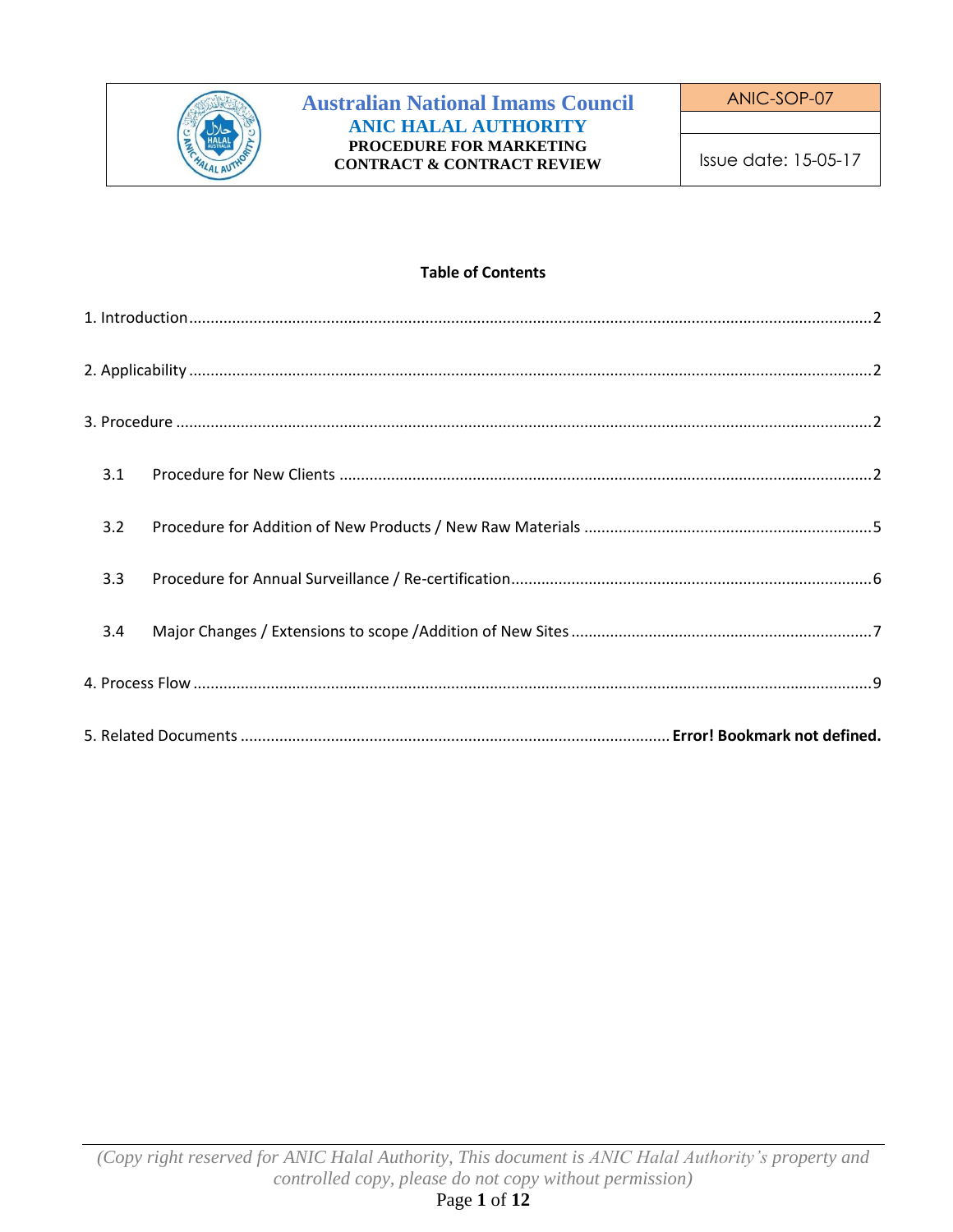| | Australian National Imams Council<br>ANIC HALAL AUTHORITY<br>PROCEDURE FOR MARKETING CONTRACT & CONTRACT REVIEW | ANIC-SOP-07<br><br>Issue date: 15-05-17 |
|---|---|---|

**Table of Contents**

1. Introduction ........................................................ 2

2. Applicability ........................................................ 2

3. Procedure ........................................................ 2

   3.1 Procedure for New Clients ........................................................ 2

   3.2 Procedure for Addition of New Products / New Raw Materials ........................................................ 5

   3.3 Procedure for Annual Surveillance / Re-certification ........................................................ 6

   3.4 Major Changes / Extensions to scope /Addition of New Sites ........................................................ 7

4. Process Flow ........................................................ 9

5. Related Documents ........................................................ **Error! Bookmark not defined.**

*(Copy right reserved for ANIC Halal Authority, This document is ANIC Halal Authority's property and controlled copy, please do not copy without permission)*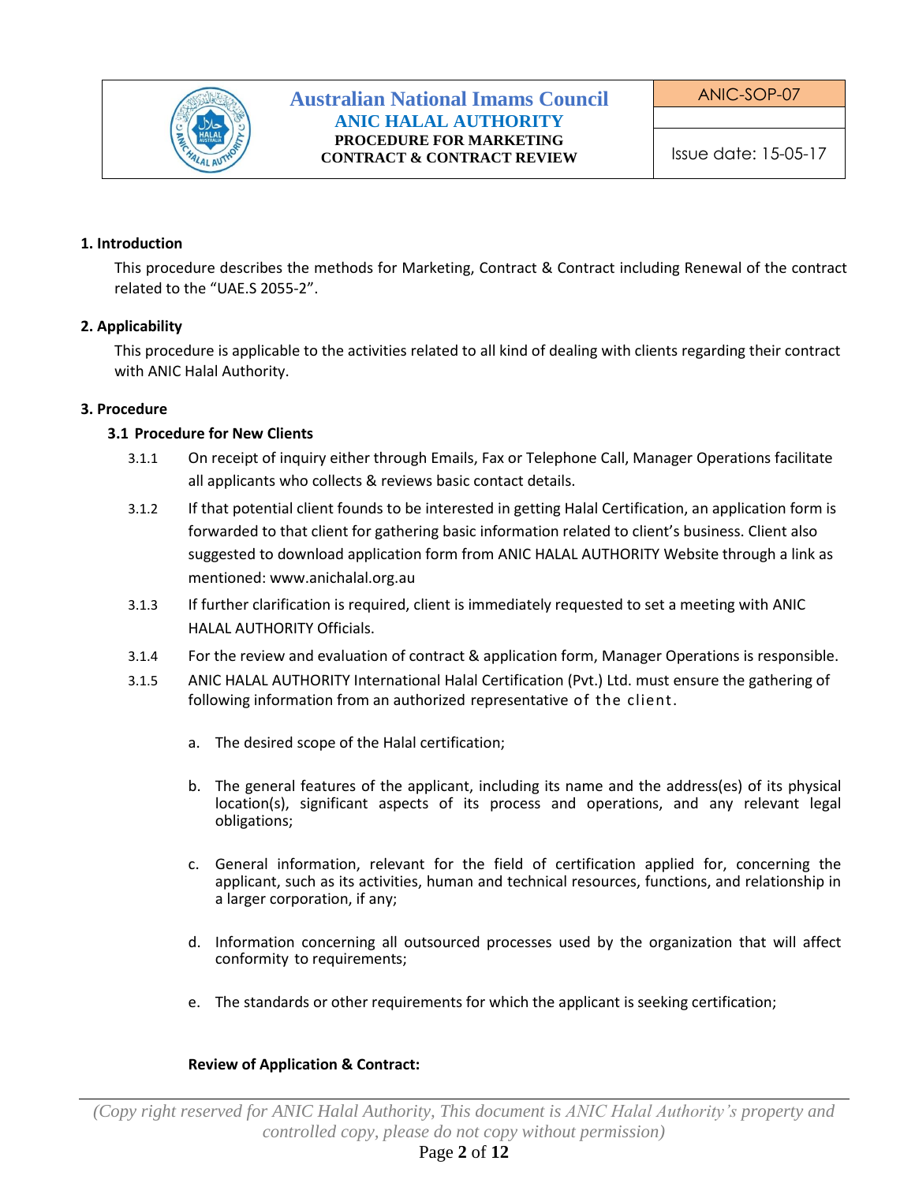## 1. Introduction

This procedure describes the methods for Marketing, Contract & Contract including Renewal of the contract related to the "UAE.S 2055-2".

## 2. Applicability

This procedure is applicable to the activities related to all kind of dealing with clients regarding their contract with ANIC Halal Authority.

## 3. Procedure

### 3.1 Procedure for New Clients

3.1.1 On receipt of inquiry either through Emails, Fax or Telephone Call, Manager Operations facilitate all applicants who collects & reviews basic contact details.

3.1.2 If that potential client founds to be interested in getting Halal Certification, an application form is forwarded to that client for gathering basic information related to client's business. Client also suggested to download application form from ANIC HALAL AUTHORITY Website through a link as mentioned: www.anichalal.org.au

3.1.3 If further clarification is required, client is immediately requested to set a meeting with ANIC HALAL AUTHORITY Officials.

3.1.4 For the review and evaluation of contract & application form, Manager Operations is responsible.

3.1.5 ANIC HALAL AUTHORITY International Halal Certification (Pvt.) Ltd. must ensure the gathering of following information from an authorized representative of the client.

a. The desired scope of the Halal certification;

b. The general features of the applicant, including its name and the address(es) of its physical location(s), significant aspects of its process and operations, and any relevant legal obligations;

c. General information, relevant for the field of certification applied for, concerning the applicant, such as its activities, human and technical resources, functions, and relationship in a larger corporation, if any;

d. Information concerning all outsourced processes used by the organization that will affect conformity to requirements;

e. The standards or other requirements for which the applicant is seeking certification;

**Review of Application & Contract:**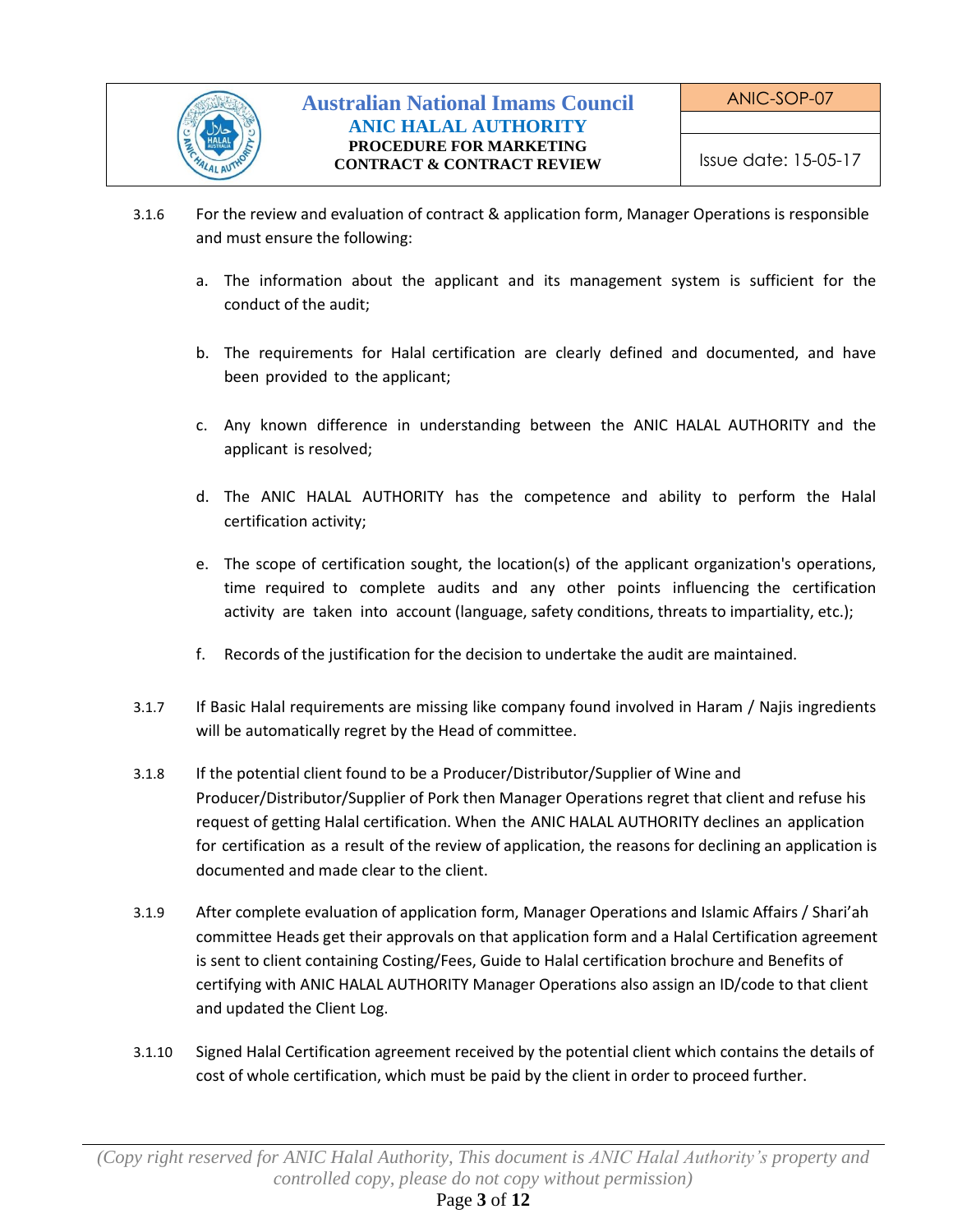3.1.6 For the review and evaluation of contract & application form, Manager Operations is responsible and must ensure the following:

a. The information about the applicant and its management system is sufficient for the conduct of the audit;

b. The requirements for Halal certification are clearly defined and documented, and have been provided to the applicant;

c. Any known difference in understanding between the ANIC HALAL AUTHORITY and the applicant is resolved;

d. The ANIC HALAL AUTHORITY has the competence and ability to perform the Halal certification activity;

e. The scope of certification sought, the location(s) of the applicant organization's operations, time required to complete audits and any other points influencing the certification activity are taken into account (language, safety conditions, threats to impartiality, etc.);

f. Records of the justification for the decision to undertake the audit are maintained.

3.1.7 If Basic Halal requirements are missing like company found involved in Haram / Najis ingredients will be automatically regret by the Head of committee.

3.1.8 If the potential client found to be a Producer/Distributor/Supplier of Wine and Producer/Distributor/Supplier of Pork then Manager Operations regret that client and refuse his request of getting Halal certification. When the ANIC HALAL AUTHORITY declines an application for certification as a result of the review of application, the reasons for declining an application is documented and made clear to the client.

3.1.9 After complete evaluation of application form, Manager Operations and Islamic Affairs / Shari'ah committee Heads get their approvals on that application form and a Halal Certification agreement is sent to client containing Costing/Fees, Guide to Halal certification brochure and Benefits of certifying with ANIC HALAL AUTHORITY Manager Operations also assign an ID/code to that client and updated the Client Log.

3.1.10 Signed Halal Certification agreement received by the potential client which contains the details of cost of whole certification, which must be paid by the client in order to proceed further.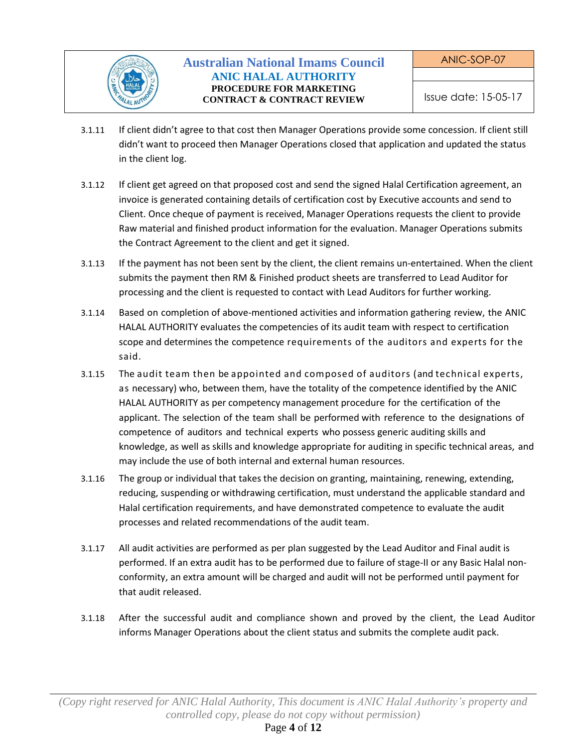3.1.11 If client didn't agree to that cost then Manager Operations provide some concession. If client still didn't want to proceed then Manager Operations closed that application and updated the status in the client log.

3.1.12 If client get agreed on that proposed cost and send the signed Halal Certification agreement, an invoice is generated containing details of certification cost by Executive accounts and send to Client. Once cheque of payment is received, Manager Operations requests the client to provide Raw material and finished product information for the evaluation. Manager Operations submits the Contract Agreement to the client and get it signed.

3.1.13 If the payment has not been sent by the client, the client remains un-entertained. When the client submits the payment then RM & Finished product sheets are transferred to Lead Auditor for processing and the client is requested to contact with Lead Auditors for further working.

3.1.14 Based on completion of above-mentioned activities and information gathering review, the ANIC HALAL AUTHORITY evaluates the competencies of its audit team with respect to certification scope and determines the competence requirements of the auditors and experts for the said.

3.1.15 The audit team then be appointed and composed of auditors (and technical experts, as necessary) who, between them, have the totality of the competence identified by the ANIC HALAL AUTHORITY as per competency management procedure for the certification of the applicant. The selection of the team shall be performed with reference to the designations of competence of auditors and technical experts who possess generic auditing skills and knowledge, as well as skills and knowledge appropriate for auditing in specific technical areas, and may include the use of both internal and external human resources.

3.1.16 The group or individual that takes the decision on granting, maintaining, renewing, extending, reducing, suspending or withdrawing certification, must understand the applicable standard and Halal certification requirements, and have demonstrated competence to evaluate the audit processes and related recommendations of the audit team.

3.1.17 All audit activities are performed as per plan suggested by the Lead Auditor and Final audit is performed. If an extra audit has to be performed due to failure of stage-II or any Basic Halal non-conformity, an extra amount will be charged and audit will not be performed until payment for that audit released.

3.1.18 After the successful audit and compliance shown and proved by the client, the Lead Auditor informs Manager Operations about the client status and submits the complete audit pack.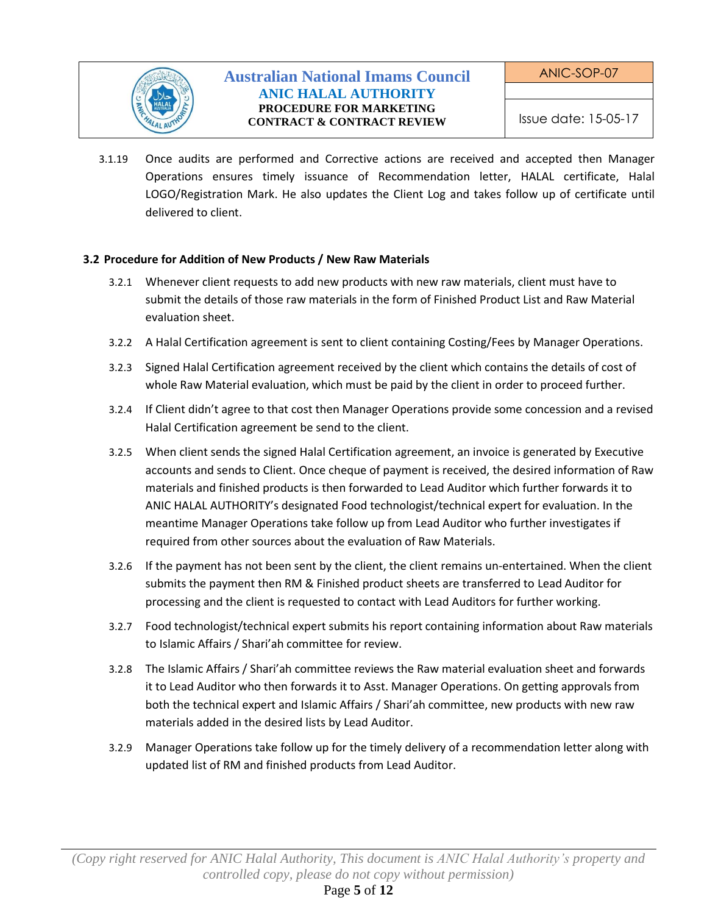3.1.19 Once audits are performed and Corrective actions are received and accepted then Manager Operations ensures timely issuance of Recommendation letter, HALAL certificate, Halal LOGO/Registration Mark. He also updates the Client Log and takes follow up of certificate until delivered to client.

**3.2 Procedure for Addition of New Products / New Raw Materials**

3.2.1 Whenever client requests to add new products with new raw materials, client must have to submit the details of those raw materials in the form of Finished Product List and Raw Material evaluation sheet.

3.2.2 A Halal Certification agreement is sent to client containing Costing/Fees by Manager Operations.

3.2.3 Signed Halal Certification agreement received by the client which contains the details of cost of whole Raw Material evaluation, which must be paid by the client in order to proceed further.

3.2.4 If Client didn't agree to that cost then Manager Operations provide some concession and a revised Halal Certification agreement be send to the client.

3.2.5 When client sends the signed Halal Certification agreement, an invoice is generated by Executive accounts and sends to Client. Once cheque of payment is received, the desired information of Raw materials and finished products is then forwarded to Lead Auditor which further forwards it to ANIC HALAL AUTHORITY's designated Food technologist/technical expert for evaluation. In the meantime Manager Operations take follow up from Lead Auditor who further investigates if required from other sources about the evaluation of Raw Materials.

3.2.6 If the payment has not been sent by the client, the client remains un-entertained. When the client submits the payment then RM & Finished product sheets are transferred to Lead Auditor for processing and the client is requested to contact with Lead Auditors for further working.

3.2.7 Food technologist/technical expert submits his report containing information about Raw materials to Islamic Affairs / Shari'ah committee for review.

3.2.8 The Islamic Affairs / Shari'ah committee reviews the Raw material evaluation sheet and forwards it to Lead Auditor who then forwards it to Asst. Manager Operations. On getting approvals from both the technical expert and Islamic Affairs / Shari'ah committee, new products with new raw materials added in the desired lists by Lead Auditor.

3.2.9 Manager Operations take follow up for the timely delivery of a recommendation letter along with updated list of RM and finished products from Lead Auditor.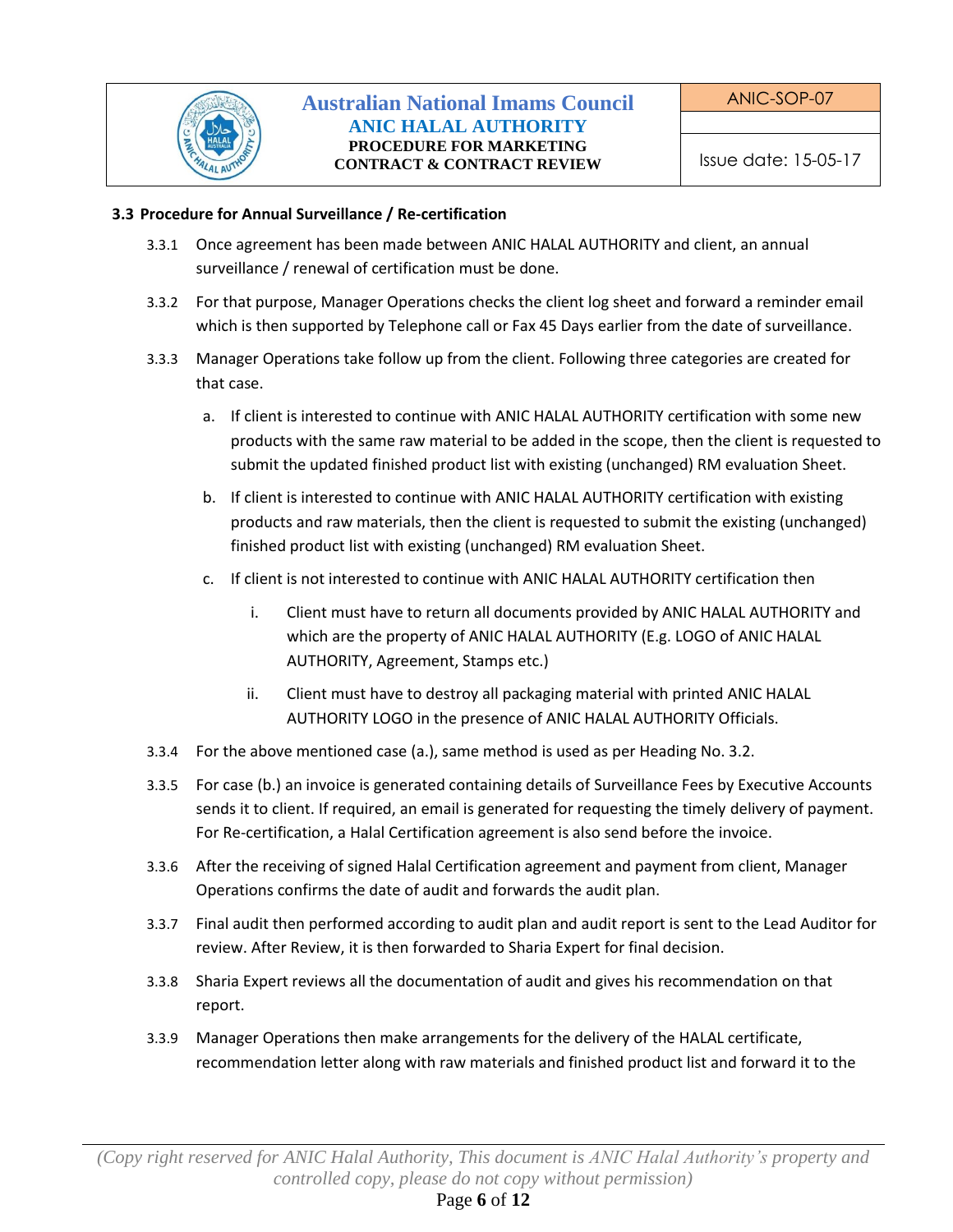### 3.3 Procedure for Annual Surveillance / Re-certification

3.3.1 Once agreement has been made between ANIC HALAL AUTHORITY and client, an annual surveillance / renewal of certification must be done.

3.3.2 For that purpose, Manager Operations checks the client log sheet and forward a reminder email which is then supported by Telephone call or Fax 45 Days earlier from the date of surveillance.

3.3.3 Manager Operations take follow up from the client. Following three categories are created for that case.

a. If client is interested to continue with ANIC HALAL AUTHORITY certification with some new products with the same raw material to be added in the scope, then the client is requested to submit the updated finished product list with existing (unchanged) RM evaluation Sheet.

b. If client is interested to continue with ANIC HALAL AUTHORITY certification with existing products and raw materials, then the client is requested to submit the existing (unchanged) finished product list with existing (unchanged) RM evaluation Sheet.

c. If client is not interested to continue with ANIC HALAL AUTHORITY certification then

   i. Client must have to return all documents provided by ANIC HALAL AUTHORITY and which are the property of ANIC HALAL AUTHORITY (E.g. LOGO of ANIC HALAL AUTHORITY, Agreement, Stamps etc.)

   ii. Client must have to destroy all packaging material with printed ANIC HALAL AUTHORITY LOGO in the presence of ANIC HALAL AUTHORITY Officials.

3.3.4 For the above mentioned case (a.), same method is used as per Heading No. 3.2.

3.3.5 For case (b.) an invoice is generated containing details of Surveillance Fees by Executive Accounts sends it to client. If required, an email is generated for requesting the timely delivery of payment. For Re-certification, a Halal Certification agreement is also send before the invoice.

3.3.6 After the receiving of signed Halal Certification agreement and payment from client, Manager Operations confirms the date of audit and forwards the audit plan.

3.3.7 Final audit then performed according to audit plan and audit report is sent to the Lead Auditor for review. After Review, it is then forwarded to Sharia Expert for final decision.

3.3.8 Sharia Expert reviews all the documentation of audit and gives his recommendation on that report.

3.3.9 Manager Operations then make arrangements for the delivery of the HALAL certificate, recommendation letter along with raw materials and finished product list and forward it to the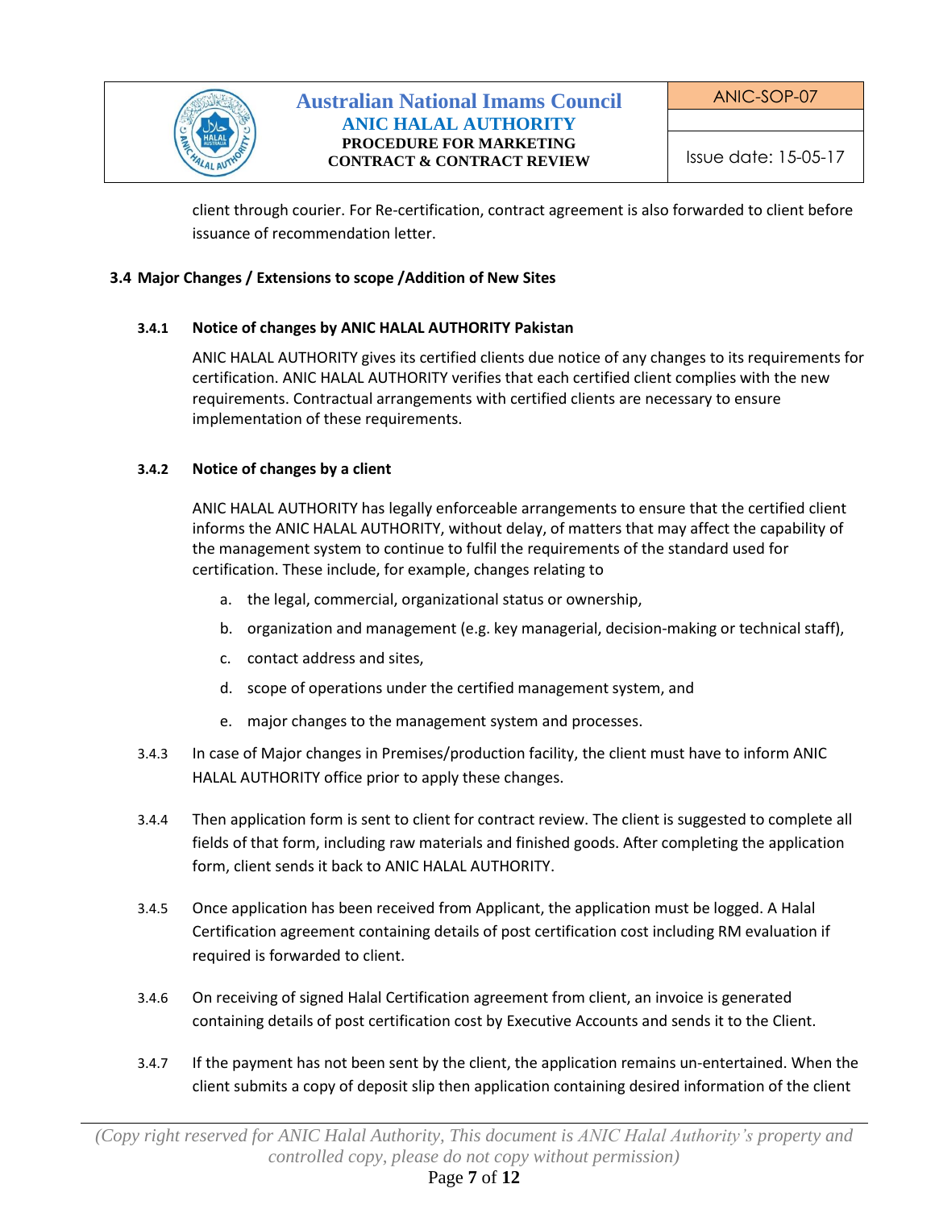client through courier. For Re-certification, contract agreement is also forwarded to client before issuance of recommendation letter.

## 3.4 Major Changes / Extensions to scope /Addition of New Sites

### 3.4.1 Notice of changes by ANIC HALAL AUTHORITY Pakistan

ANIC HALAL AUTHORITY gives its certified clients due notice of any changes to its requirements for certification. ANIC HALAL AUTHORITY verifies that each certified client complies with the new requirements. Contractual arrangements with certified clients are necessary to ensure implementation of these requirements.

### 3.4.2 Notice of changes by a client

ANIC HALAL AUTHORITY has legally enforceable arrangements to ensure that the certified client informs the ANIC HALAL AUTHORITY, without delay, of matters that may affect the capability of the management system to continue to fulfil the requirements of the standard used for certification. These include, for example, changes relating to

a. the legal, commercial, organizational status or ownership,

b. organization and management (e.g. key managerial, decision-making or technical staff),

c. contact address and sites,

d. scope of operations under the certified management system, and

e. major changes to the management system and processes.

3.4.3 In case of Major changes in Premises/production facility, the client must have to inform ANIC HALAL AUTHORITY office prior to apply these changes.

3.4.4 Then application form is sent to client for contract review. The client is suggested to complete all fields of that form, including raw materials and finished goods. After completing the application form, client sends it back to ANIC HALAL AUTHORITY.

3.4.5 Once application has been received from Applicant, the application must be logged. A Halal Certification agreement containing details of post certification cost including RM evaluation if required is forwarded to client.

3.4.6 On receiving of signed Halal Certification agreement from client, an invoice is generated containing details of post certification cost by Executive Accounts and sends it to the Client.

3.4.7 If the payment has not been sent by the client, the application remains un-entertained. When the client submits a copy of deposit slip then application containing desired information of the client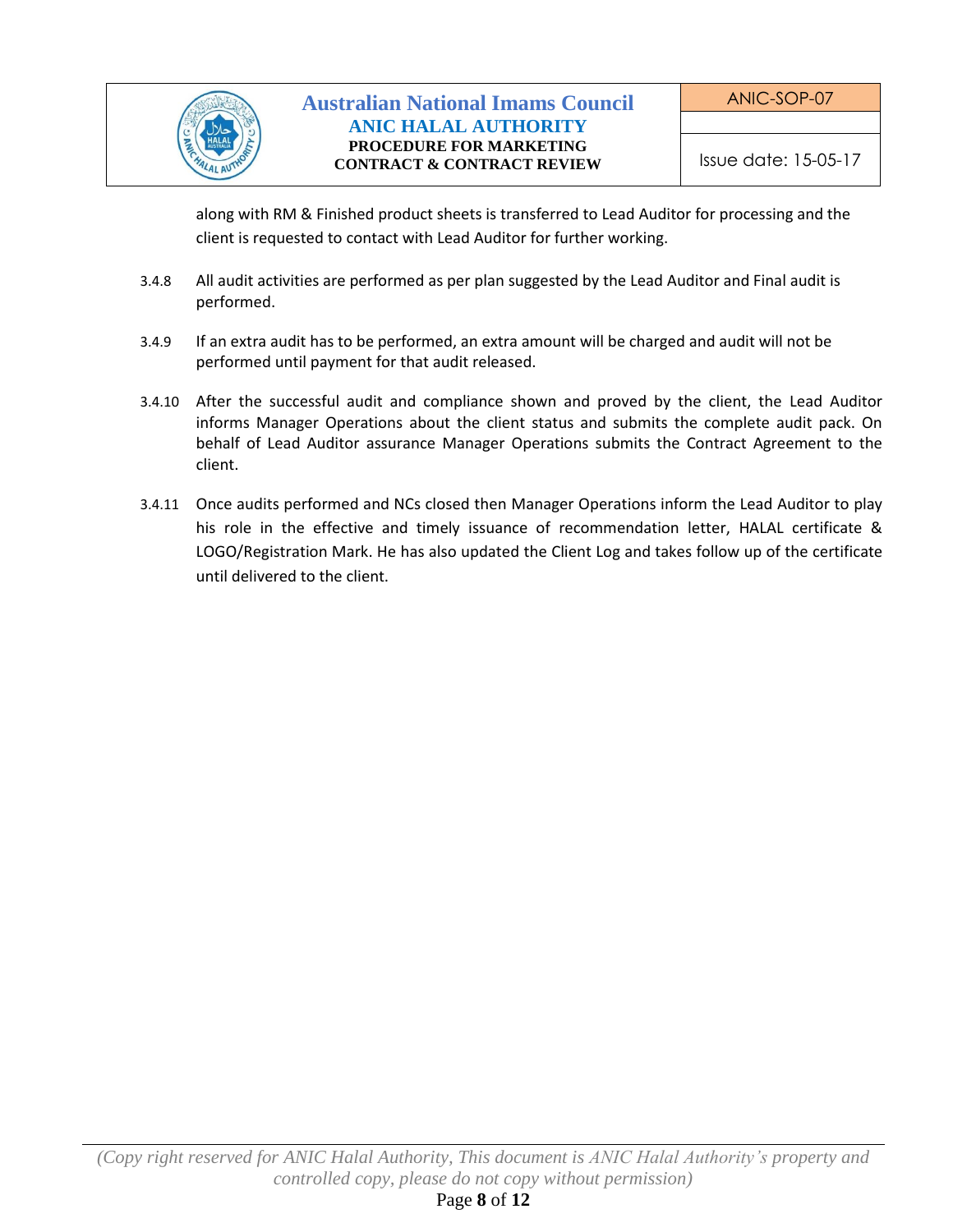along with RM & Finished product sheets is transferred to Lead Auditor for processing and the client is requested to contact with Lead Auditor for further working.

3.4.8 All audit activities are performed as per plan suggested by the Lead Auditor and Final audit is performed.

3.4.9 If an extra audit has to be performed, an extra amount will be charged and audit will not be performed until payment for that audit released.

3.4.10 After the successful audit and compliance shown and proved by the client, the Lead Auditor informs Manager Operations about the client status and submits the complete audit pack. On behalf of Lead Auditor assurance Manager Operations submits the Contract Agreement to the client.

3.4.11 Once audits performed and NCs closed then Manager Operations inform the Lead Auditor to play his role in the effective and timely issuance of recommendation letter, HALAL certificate & LOGO/Registration Mark. He has also updated the Client Log and takes follow up of the certificate until delivered to the client.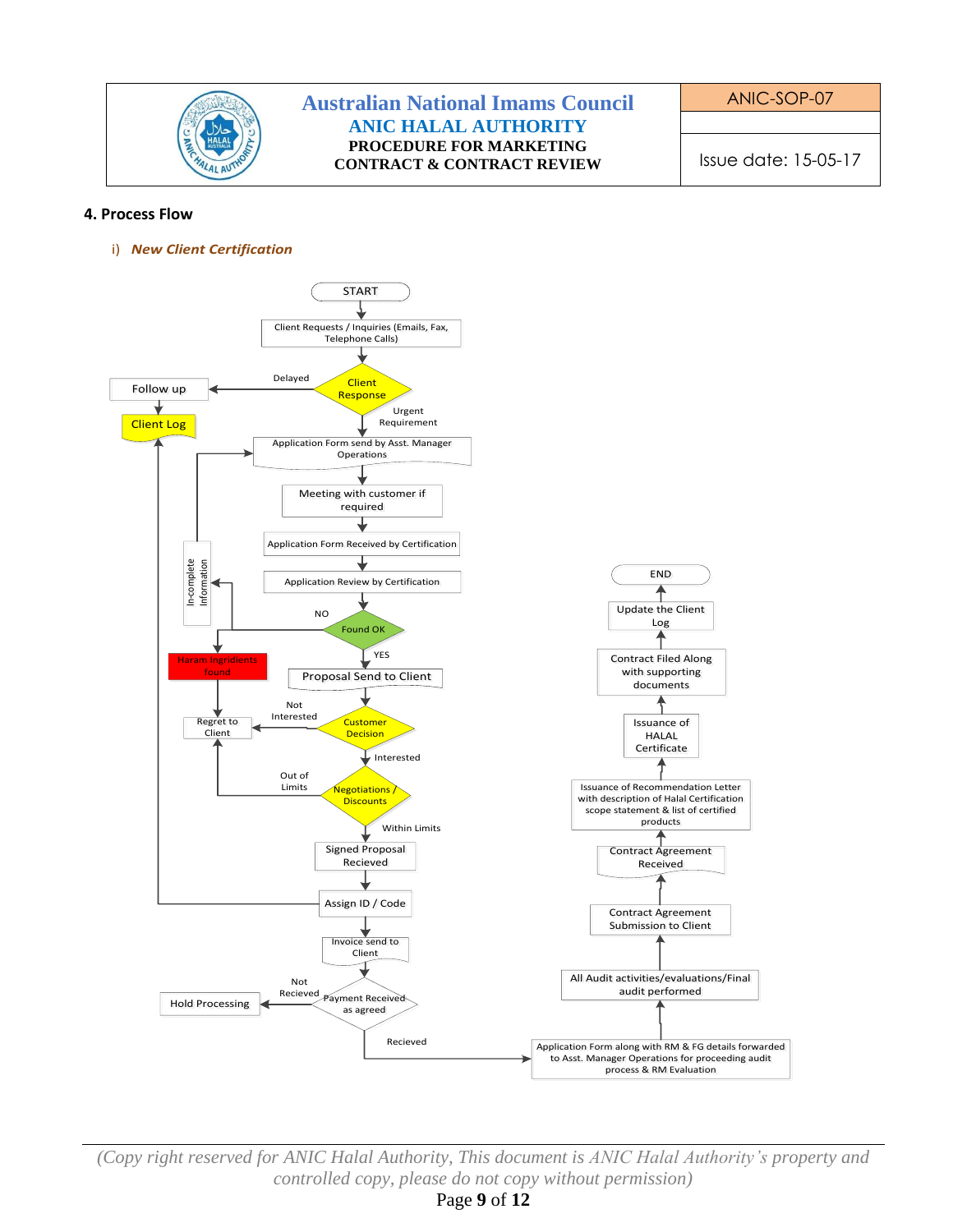## 4. Process Flow

i) ***New Client Certification***

START

Client Requests / Inquiries (Emails, Fax, Telephone Calls)

Client Response

Delayed

Follow up

Client Log

Urgent Requirement

Application Form send by Asst. Manager Operations

Meeting with customer if required

Application Form Received by Certification

Application Review by Certification

In-complete Information

NO

Found OK

Haram Ingridients found

YES

Proposal Send to Client

Regret to Client

Not Interested

Customer Decision

Interested

Out of Limits

Negotiations / Discounts

Within Limits

Signed Proposal Recieved

Assign ID / Code

Invoice send to Client

Hold Processing

Not Recieved

Payment Received as agreed

Recieved

Application Form along with RM & FG details forwarded to Asst. Manager Operations for proceeding audit process & RM Evaluation

All Audit activities/evaluations/Final audit performed

Contract Agreement Submission to Client

Contract Agreement Received

Issuance of Recommendation Letter with description of Halal Certification scope statement & list of certified products

Issuance of HALAL Certificate

Contract Filed Along with supporting documents

Update the Client Log

END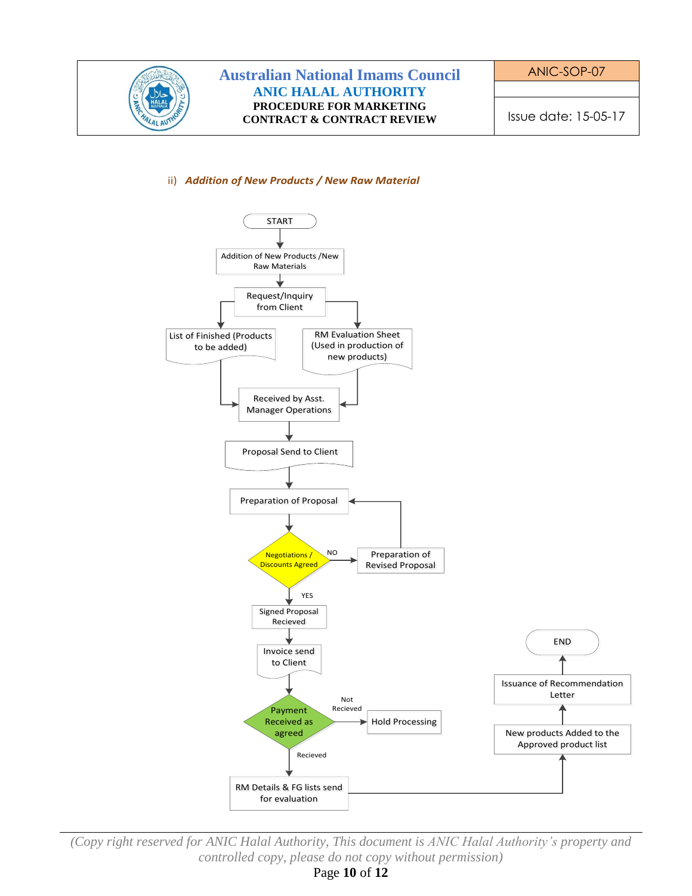ii) ***Addition of New Products / New Raw Material***

START

↓

Addition of New Products /New Raw Materials

↓

Request/Inquiry from Client

→ List of Finished (Products to be added)

→ RM Evaluation Sheet (Used in production of new products)

↓

Received by Asst. Manager Operations

↓

Proposal Send to Client

↓

Preparation of Proposal

↓

Negotiations / Discounts Agreed

- NO → Preparation of Revised Proposal → (back to Preparation of Proposal)
- YES ↓

Signed Proposal Recieved

↓

Invoice send to Client

↓

Payment Received as agreed

- Not Recieved → Hold Processing
- Recieved ↓

RM Details & FG lists send for evaluation

↓

New products Added to the Approved product list

↓

Issuance of Recommendation Letter

↓

END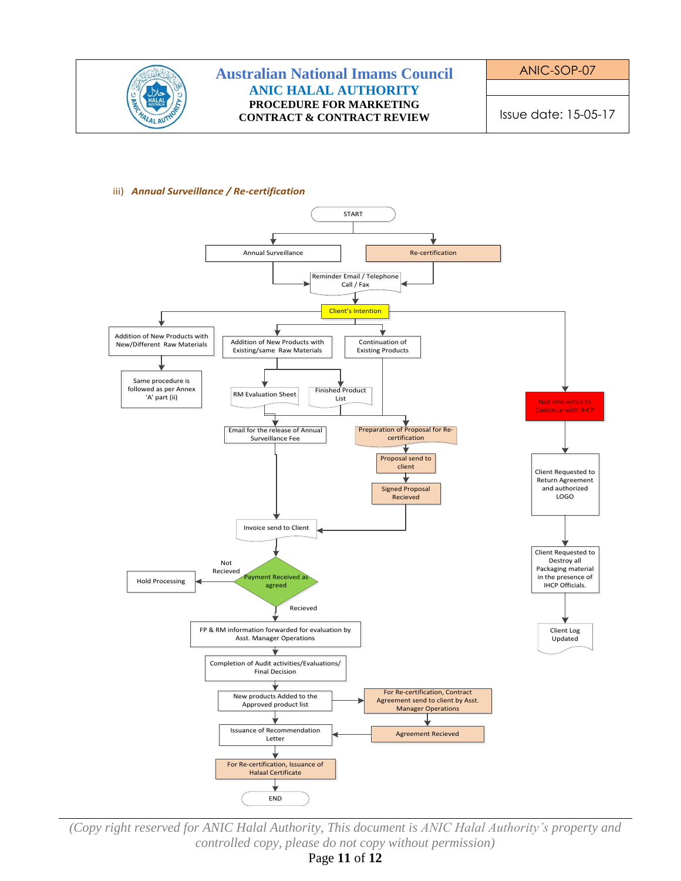iii) ***Annual Surveillance / Re-certification***

START

Annual Surveillance

Re-certification

Reminder Email / Telephone Call / Fax

Client's Intention

Addition of New Products with New/Different Raw Materials

Same procedure is followed as per Annex 'A' part (ii)

Addition of New Products with Existing/same Raw Materials

Continuation of Existing Products

RM Evaluation Sheet

Finished Product List

Not Interested to Continue with IHCP

Email for the release of Annual Surveillance Fee

Preparation of Proposal for Re-certification

Proposal send to client

Signed Proposal Recieved

Client Requested to Return Agreement and authorized LOGO

Client Requested to Destroy all Packaging material in the presence of IHCP Officials.

Client Log Updated

Invoice send to Client

Payment Received as agreed

Not Recieved → Hold Processing

Recieved

FP & RM information forwarded for evaluation by Asst. Manager Operations

Completion of Audit activities/Evaluations/ Final Decision

New products Added to the Approved product list

For Re-certification, Contract Agreement send to client by Asst. Manager Operations

Agreement Recieved

Issuance of Recommendation Letter

For Re-certification, Issuance of Halaal Certificate

END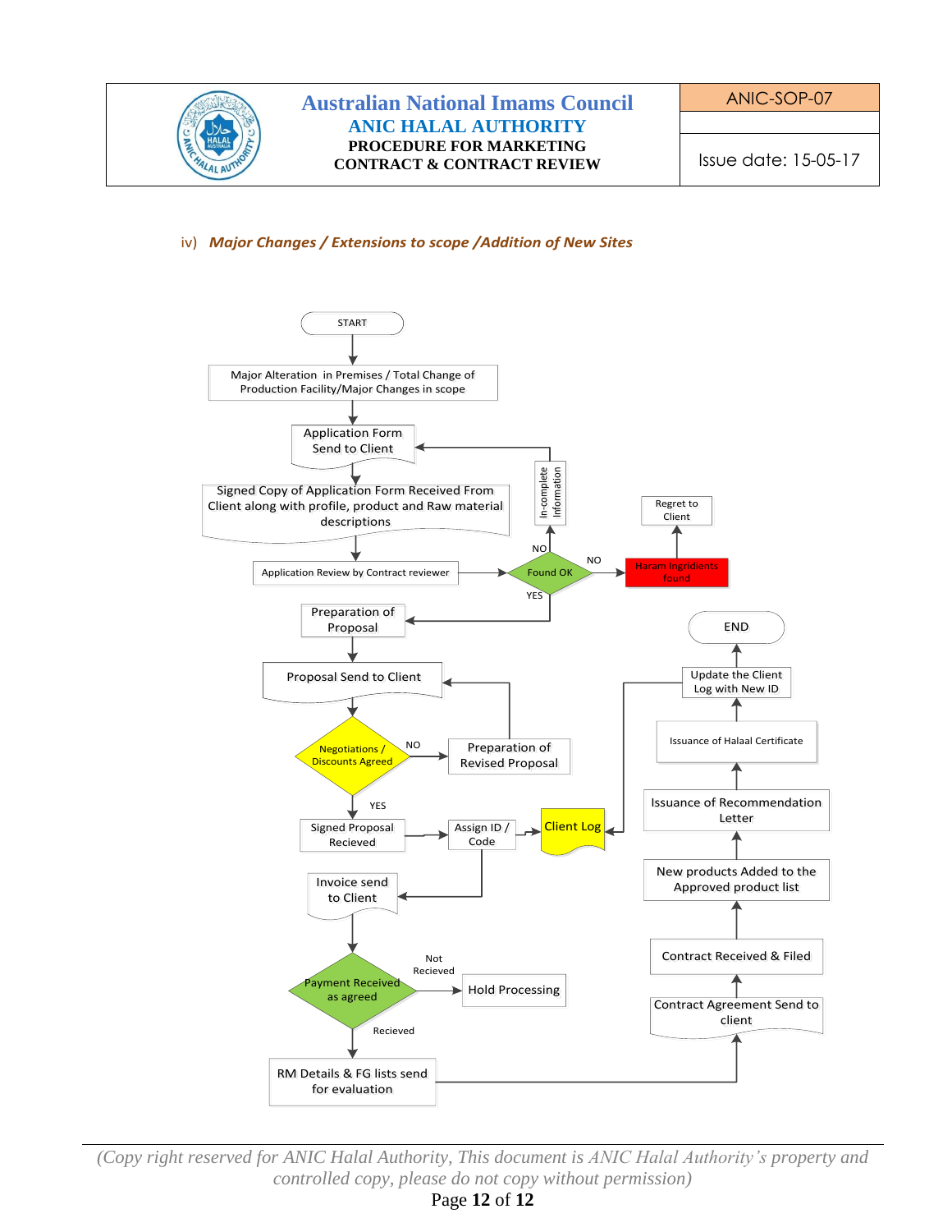iv) ***Major Changes / Extensions to scope /Addition of New Sites***

START

Major Alteration in Premises / Total Change of Production Facility/Major Changes in scope

Application Form Send to Client

Signed Copy of Application Form Received From Client along with profile, product and Raw material descriptions

Application Review by Contract reviewer

Found OK

NO

In-complete Information

NO

Haram Ingridients found

Regret to Client

YES

Preparation of Proposal

Proposal Send to Client

Negotiations / Discounts Agreed

NO

Preparation of Revised Proposal

YES

Signed Proposal Recieved

Assign ID / Code

Client Log

Invoice send to Client

Payment Received as agreed

Not Recieved

Hold Processing

Recieved

RM Details & FG lists send for evaluation

Contract Agreement Send to client

Contract Received & Filed

New products Added to the Approved product list

Issuance of Recommendation Letter

Issuance of Halaal Certificate

Update the Client Log with New ID

END